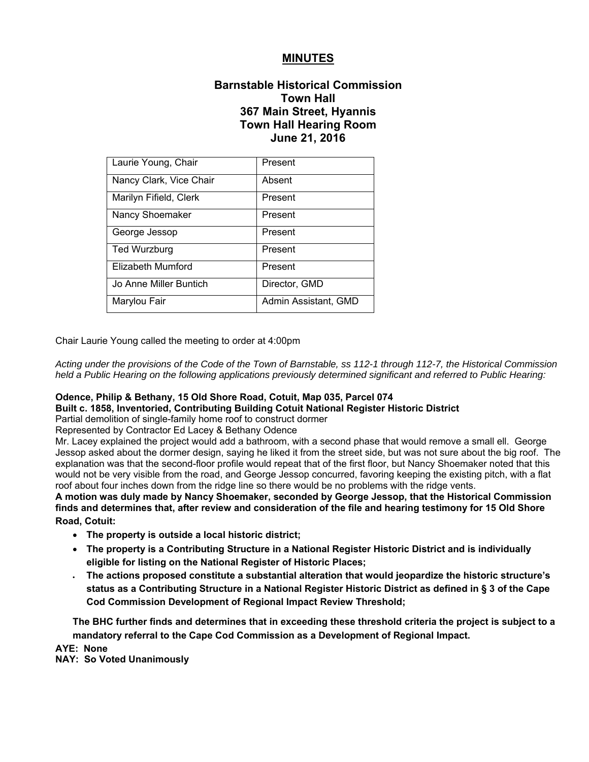# MINUTES

## Barnstable Historical Commission
## Town Hall
## 367 Main Street, Hyannis
## Town Hall Hearing Room
## June 21, 2016

| | |
|---|---|
| Laurie Young, Chair | Present |
| Nancy Clark, Vice Chair | Absent |
| Marilyn Fifield, Clerk | Present |
| Nancy Shoemaker | Present |
| George Jessop | Present |
| Ted Wurzburg | Present |
| Elizabeth Mumford | Present |
| Jo Anne Miller Buntich | Director, GMD |
| Marylou Fair | Admin Assistant, GMD |

Chair Laurie Young called the meeting to order at 4:00pm

*Acting under the provisions of the Code of the Town of Barnstable, ss 112-1 through 112-7, the Historical Commission held a Public Hearing on the following applications previously determined significant and referred to Public Hearing:*

**Odence, Philip & Bethany, 15 Old Shore Road, Cotuit, Map 035, Parcel 074**
**Built c. 1858, Inventoried, Contributing Building Cotuit National Register Historic District**
Partial demolition of single-family home roof to construct dormer
Represented by Contractor Ed Lacey & Bethany Odence
Mr. Lacey explained the project would add a bathroom, with a second phase that would remove a small ell. George Jessop asked about the dormer design, saying he liked it from the street side, but was not sure about the big roof. The explanation was that the second-floor profile would repeat that of the first floor, but Nancy Shoemaker noted that this would not be very visible from the road, and George Jessop concurred, favoring keeping the existing pitch, with a flat roof about four inches down from the ridge line so there would be no problems with the ridge vents.

**A motion was duly made by Nancy Shoemaker, seconded by George Jessop, that the Historical Commission finds and determines that, after review and consideration of the file and hearing testimony for 15 Old Shore Road, Cotuit:**

- **The property is outside a local historic district;**
- **The property is a Contributing Structure in a National Register Historic District and is individually eligible for listing on the National Register of Historic Places;**
- **The actions proposed constitute a substantial alteration that would jeopardize the historic structure's status as a Contributing Structure in a National Register Historic District as defined in § 3 of the Cape Cod Commission Development of Regional Impact Review Threshold;**

**The BHC further finds and determines that in exceeding these threshold criteria the project is subject to a mandatory referral to the Cape Cod Commission as a Development of Regional Impact.**

**AYE: None**
**NAY: So Voted Unanimously**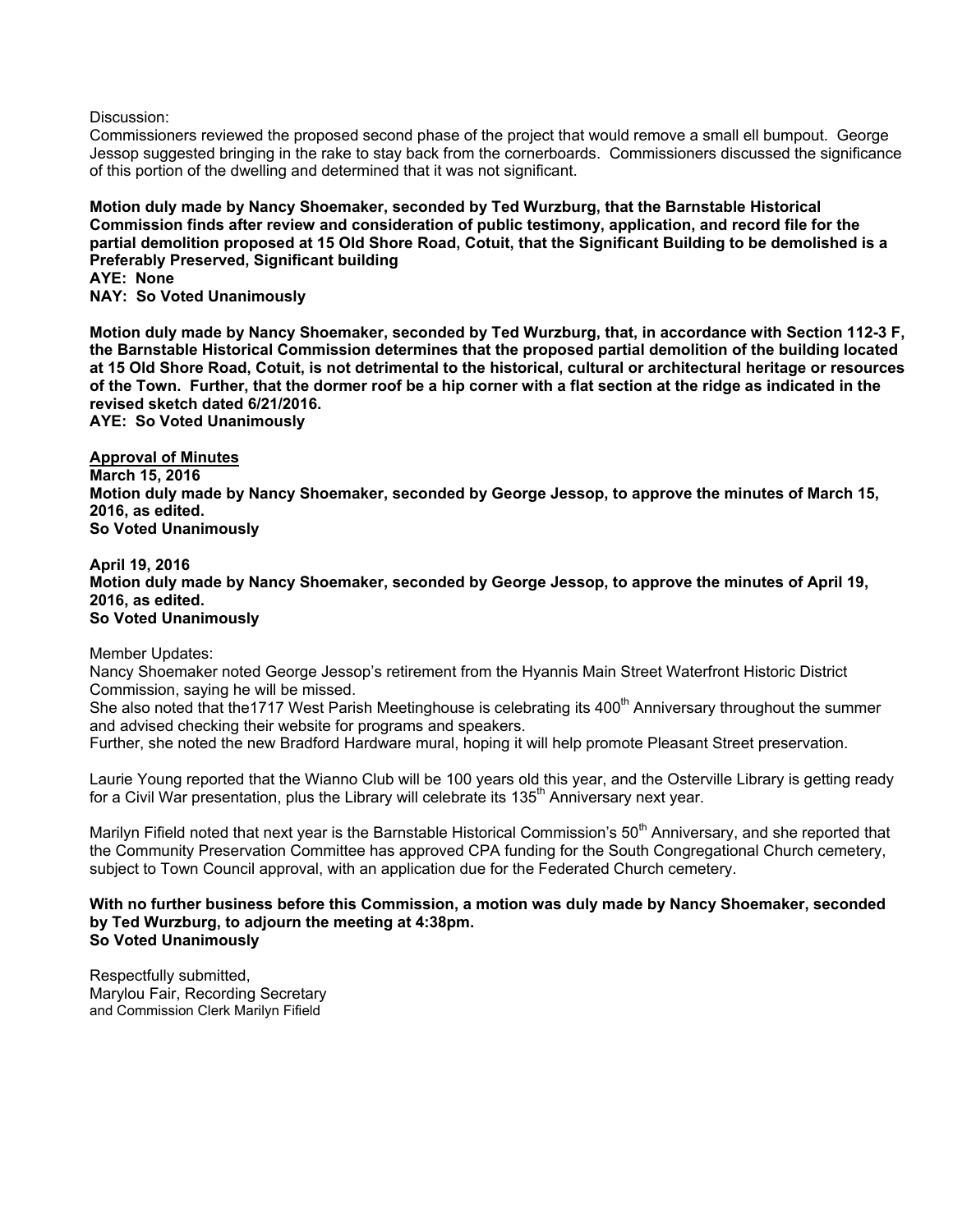Discussion:
Commissioners reviewed the proposed second phase of the project that would remove a small ell bumpout. George Jessop suggested bringing in the rake to stay back from the cornerboards. Commissioners discussed the significance of this portion of the dwelling and determined that it was not significant.

**Motion duly made by Nancy Shoemaker, seconded by Ted Wurzburg, that the Barnstable Historical Commission finds after review and consideration of public testimony, application, and record file for the partial demolition proposed at 15 Old Shore Road, Cotuit, that the Significant Building to be demolished is a Preferably Preserved, Significant building**
**AYE: None**
**NAY: So Voted Unanimously**

**Motion duly made by Nancy Shoemaker, seconded by Ted Wurzburg, that, in accordance with Section 112-3 F, the Barnstable Historical Commission determines that the proposed partial demolition of the building located at 15 Old Shore Road, Cotuit, is not detrimental to the historical, cultural or architectural heritage or resources of the Town. Further, that the dormer roof be a hip corner with a flat section at the ridge as indicated in the revised sketch dated 6/21/2016.**
**AYE: So Voted Unanimously**

**Approval of Minutes**
**March 15, 2016**
**Motion duly made by Nancy Shoemaker, seconded by George Jessop, to approve the minutes of March 15, 2016, as edited.**
**So Voted Unanimously**

**April 19, 2016**
**Motion duly made by Nancy Shoemaker, seconded by George Jessop, to approve the minutes of April 19, 2016, as edited.**
**So Voted Unanimously**

Member Updates:
Nancy Shoemaker noted George Jessop's retirement from the Hyannis Main Street Waterfront Historic District Commission, saying he will be missed.
She also noted that the1717 West Parish Meetinghouse is celebrating its 400th Anniversary throughout the summer and advised checking their website for programs and speakers.
Further, she noted the new Bradford Hardware mural, hoping it will help promote Pleasant Street preservation.

Laurie Young reported that the Wianno Club will be 100 years old this year, and the Osterville Library is getting ready for a Civil War presentation, plus the Library will celebrate its 135th Anniversary next year.

Marilyn Fifield noted that next year is the Barnstable Historical Commission's 50th Anniversary, and she reported that the Community Preservation Committee has approved CPA funding for the South Congregational Church cemetery, subject to Town Council approval, with an application due for the Federated Church cemetery.

**With no further business before this Commission, a motion was duly made by Nancy Shoemaker, seconded by Ted Wurzburg, to adjourn the meeting at 4:38pm.**
**So Voted Unanimously**

Respectfully submitted,
Marylou Fair, Recording Secretary
and Commission Clerk Marilyn Fifield